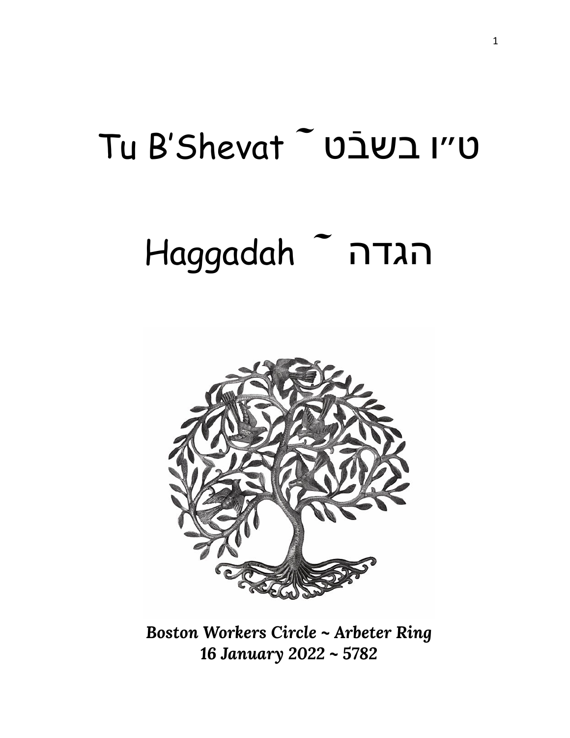# Tu B'Shevat ~ ט״ו בשבָט

# Haggadah ~ הגדה

***Boston Workers Circle ~ Arbeter Ring***
***16 January 2022 ~ 5782***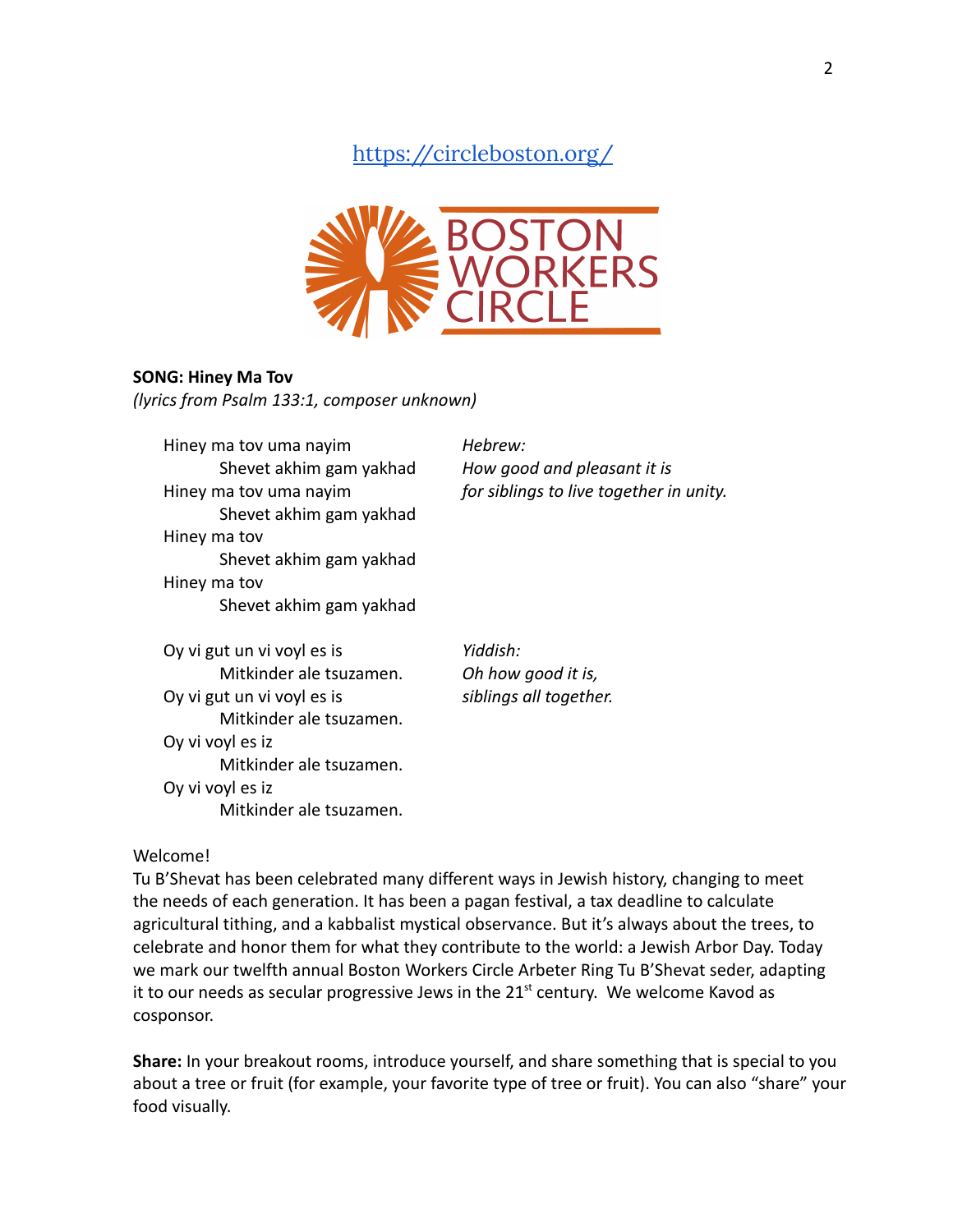https://circleboston.org/

BOSTON WORKERS CIRCLE

**SONG: Hiney Ma Tov**
*(lyrics from Psalm 133:1, composer unknown)*

Hiney ma tov uma nayim
    Shevet akhim gam yakhad
Hiney ma tov uma nayim
    Shevet akhim gam yakhad
Hiney ma tov
    Shevet akhim gam yakhad
Hiney ma tov
    Shevet akhim gam yakhad

*Hebrew:*
*How good and pleasant it is*
*for siblings to live together in unity.*

Oy vi gut un vi voyl es is
    Mitkinder ale tsuzamen.
Oy vi gut un vi voyl es is
    Mitkinder ale tsuzamen.
Oy vi voyl es iz
    Mitkinder ale tsuzamen.
Oy vi voyl es iz
    Mitkinder ale tsuzamen.

*Yiddish:*
*Oh how good it is,*
*siblings all together.*

Welcome!
Tu B'Shevat has been celebrated many different ways in Jewish history, changing to meet the needs of each generation. It has been a pagan festival, a tax deadline to calculate agricultural tithing, and a kabbalist mystical observance. But it's always about the trees, to celebrate and honor them for what they contribute to the world: a Jewish Arbor Day. Today we mark our twelfth annual Boston Workers Circle Arbeter Ring Tu B'Shevat seder, adapting it to our needs as secular progressive Jews in the 21st century. We welcome Kavod as cosponsor.

**Share:** In your breakout rooms, introduce yourself, and share something that is special to you about a tree or fruit (for example, your favorite type of tree or fruit). You can also "share" your food visually.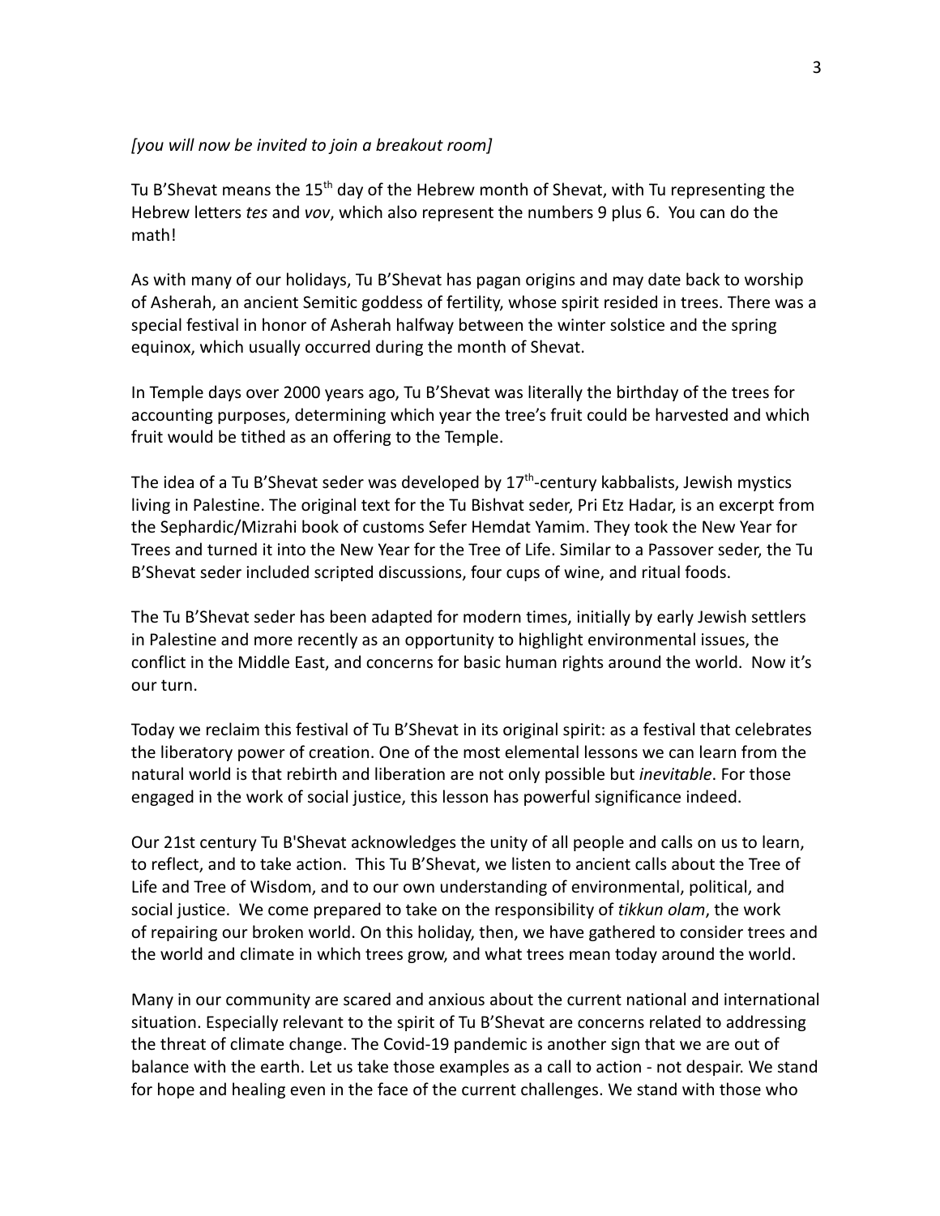*[you will now be invited to join a breakout room]*

Tu B'Shevat means the 15th day of the Hebrew month of Shevat, with Tu representing the Hebrew letters *tes* and *vov*, which also represent the numbers 9 plus 6. You can do the math!

As with many of our holidays, Tu B'Shevat has pagan origins and may date back to worship of Asherah, an ancient Semitic goddess of fertility, whose spirit resided in trees. There was a special festival in honor of Asherah halfway between the winter solstice and the spring equinox, which usually occurred during the month of Shevat.

In Temple days over 2000 years ago, Tu B'Shevat was literally the birthday of the trees for accounting purposes, determining which year the tree's fruit could be harvested and which fruit would be tithed as an offering to the Temple.

The idea of a Tu B'Shevat seder was developed by 17th-century kabbalists, Jewish mystics living in Palestine. The original text for the Tu Bishvat seder, Pri Etz Hadar, is an excerpt from the Sephardic/Mizrahi book of customs Sefer Hemdat Yamim. They took the New Year for Trees and turned it into the New Year for the Tree of Life. Similar to a Passover seder, the Tu B'Shevat seder included scripted discussions, four cups of wine, and ritual foods.

The Tu B'Shevat seder has been adapted for modern times, initially by early Jewish settlers in Palestine and more recently as an opportunity to highlight environmental issues, the conflict in the Middle East, and concerns for basic human rights around the world. Now it's our turn.

Today we reclaim this festival of Tu B'Shevat in its original spirit: as a festival that celebrates the liberatory power of creation. One of the most elemental lessons we can learn from the natural world is that rebirth and liberation are not only possible but *inevitable*. For those engaged in the work of social justice, this lesson has powerful significance indeed.

Our 21st century Tu B'Shevat acknowledges the unity of all people and calls on us to learn, to reflect, and to take action. This Tu B'Shevat, we listen to ancient calls about the Tree of Life and Tree of Wisdom, and to our own understanding of environmental, political, and social justice. We come prepared to take on the responsibility of *tikkun olam*, the work of repairing our broken world. On this holiday, then, we have gathered to consider trees and the world and climate in which trees grow, and what trees mean today around the world.

Many in our community are scared and anxious about the current national and international situation. Especially relevant to the spirit of Tu B'Shevat are concerns related to addressing the threat of climate change. The Covid-19 pandemic is another sign that we are out of balance with the earth. Let us take those examples as a call to action - not despair. We stand for hope and healing even in the face of the current challenges. We stand with those who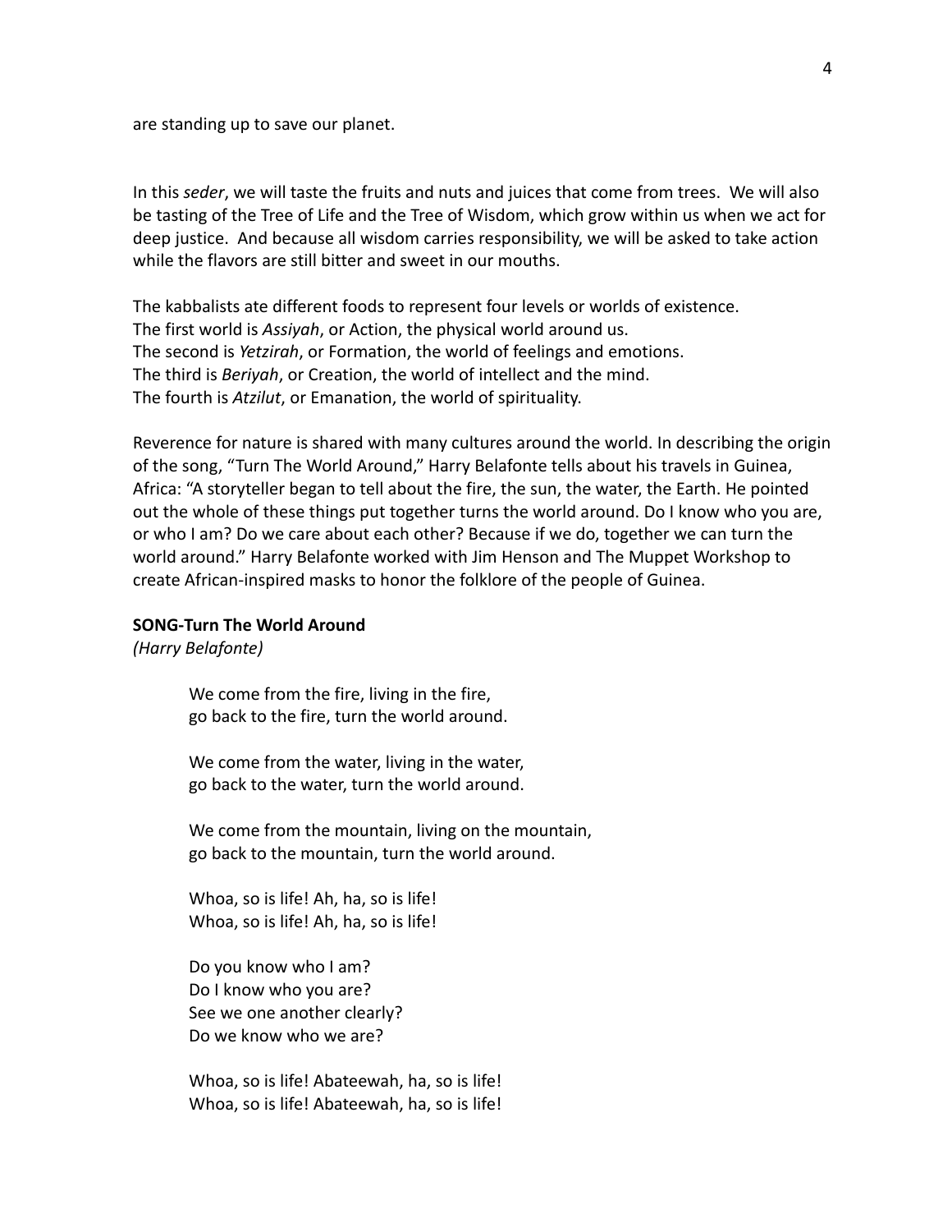are standing up to save our planet.

In this *seder*, we will taste the fruits and nuts and juices that come from trees. We will also be tasting of the Tree of Life and the Tree of Wisdom, which grow within us when we act for deep justice. And because all wisdom carries responsibility, we will be asked to take action while the flavors are still bitter and sweet in our mouths.

The kabbalists ate different foods to represent four levels or worlds of existence.
The first world is *Assiyah*, or Action, the physical world around us.
The second is *Yetzirah*, or Formation, the world of feelings and emotions.
The third is *Beriyah*, or Creation, the world of intellect and the mind.
The fourth is *Atzilut*, or Emanation, the world of spirituality.

Reverence for nature is shared with many cultures around the world. In describing the origin of the song, "Turn The World Around," Harry Belafonte tells about his travels in Guinea, Africa: "A storyteller began to tell about the fire, the sun, the water, the Earth. He pointed out the whole of these things put together turns the world around. Do I know who you are, or who I am? Do we care about each other? Because if we do, together we can turn the world around." Harry Belafonte worked with Jim Henson and The Muppet Workshop to create African-inspired masks to honor the folklore of the people of Guinea.

**SONG-Turn The World Around**
*(Harry Belafonte)*

> We come from the fire, living in the fire,
> go back to the fire, turn the world around.
>
> We come from the water, living in the water,
> go back to the water, turn the world around.
>
> We come from the mountain, living on the mountain,
> go back to the mountain, turn the world around.
>
> Whoa, so is life! Ah, ha, so is life!
> Whoa, so is life! Ah, ha, so is life!
>
> Do you know who I am?
> Do I know who you are?
> See we one another clearly?
> Do we know who we are?
>
> Whoa, so is life! Abateewah, ha, so is life!
> Whoa, so is life! Abateewah, ha, so is life!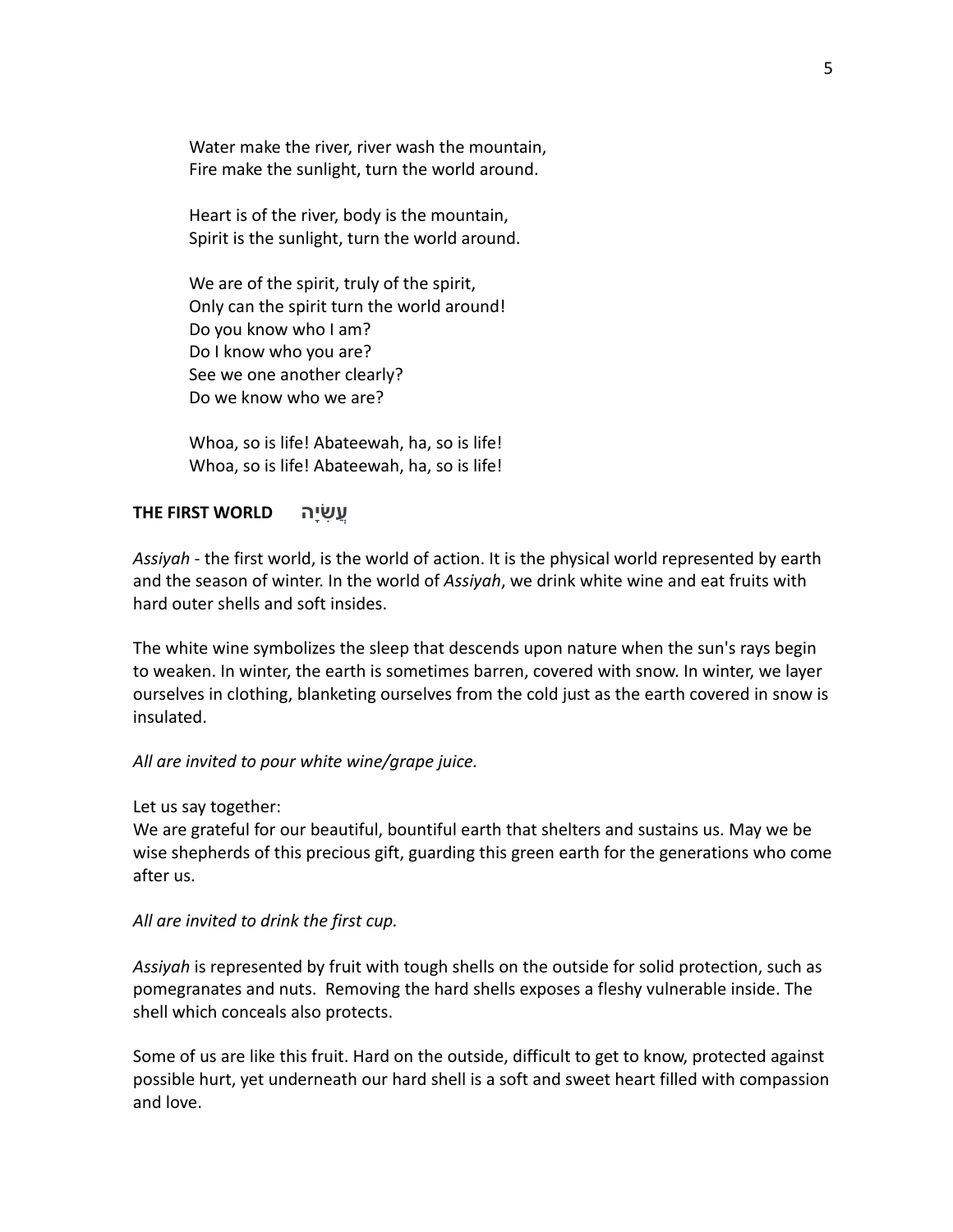Water make the river, river wash the mountain,
Fire make the sunlight, turn the world around.

Heart is of the river, body is the mountain,
Spirit is the sunlight, turn the world around.

We are of the spirit, truly of the spirit,
Only can the spirit turn the world around!
Do you know who I am?
Do I know who you are?
See we one another clearly?
Do we know who we are?

Whoa, so is life! Abateewah, ha, so is life!
Whoa, so is life! Abateewah, ha, so is life!

## THE FIRST WORLD עֲשִׂיָּה

*Assiyah* - the first world, is the world of action. It is the physical world represented by earth and the season of winter. In the world of *Assiyah*, we drink white wine and eat fruits with hard outer shells and soft insides.

The white wine symbolizes the sleep that descends upon nature when the sun's rays begin to weaken. In winter, the earth is sometimes barren, covered with snow. In winter, we layer ourselves in clothing, blanketing ourselves from the cold just as the earth covered in snow is insulated.

*All are invited to pour white wine/grape juice.*

Let us say together:
We are grateful for our beautiful, bountiful earth that shelters and sustains us. May we be wise shepherds of this precious gift, guarding this green earth for the generations who come after us.

*All are invited to drink the first cup.*

*Assiyah* is represented by fruit with tough shells on the outside for solid protection, such as pomegranates and nuts. Removing the hard shells exposes a fleshy vulnerable inside. The shell which conceals also protects.

Some of us are like this fruit. Hard on the outside, difficult to get to know, protected against possible hurt, yet underneath our hard shell is a soft and sweet heart filled with compassion and love.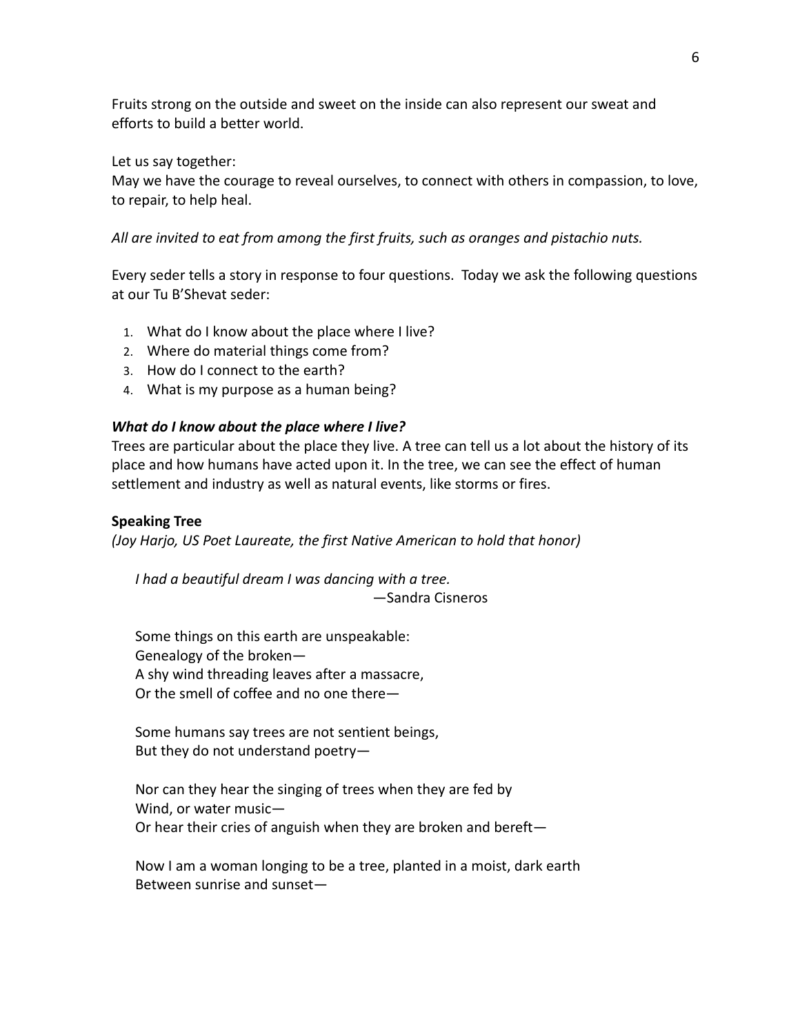Fruits strong on the outside and sweet on the inside can also represent our sweat and efforts to build a better world.

Let us say together:
May we have the courage to reveal ourselves, to connect with others in compassion, to love, to repair, to help heal.

*All are invited to eat from among the first fruits, such as oranges and pistachio nuts.*

Every seder tells a story in response to four questions. Today we ask the following questions at our Tu B'Shevat seder:

1. What do I know about the place where I live?
2. Where do material things come from?
3. How do I connect to the earth?
4. What is my purpose as a human being?

***What do I know about the place where I live?***

Trees are particular about the place they live. A tree can tell us a lot about the history of its place and how humans have acted upon it. In the tree, we can see the effect of human settlement and industry as well as natural events, like storms or fires.

**Speaking Tree**

*(Joy Harjo, US Poet Laureate, the first Native American to hold that honor)*

> *I had a beautiful dream I was dancing with a tree.*
> —Sandra Cisneros

> Some things on this earth are unspeakable:
> Genealogy of the broken—
> A shy wind threading leaves after a massacre,
> Or the smell of coffee and no one there—
>
> Some humans say trees are not sentient beings,
> But they do not understand poetry—
>
> Nor can they hear the singing of trees when they are fed by
> Wind, or water music—
> Or hear their cries of anguish when they are broken and bereft—
>
> Now I am a woman longing to be a tree, planted in a moist, dark earth
> Between sunrise and sunset—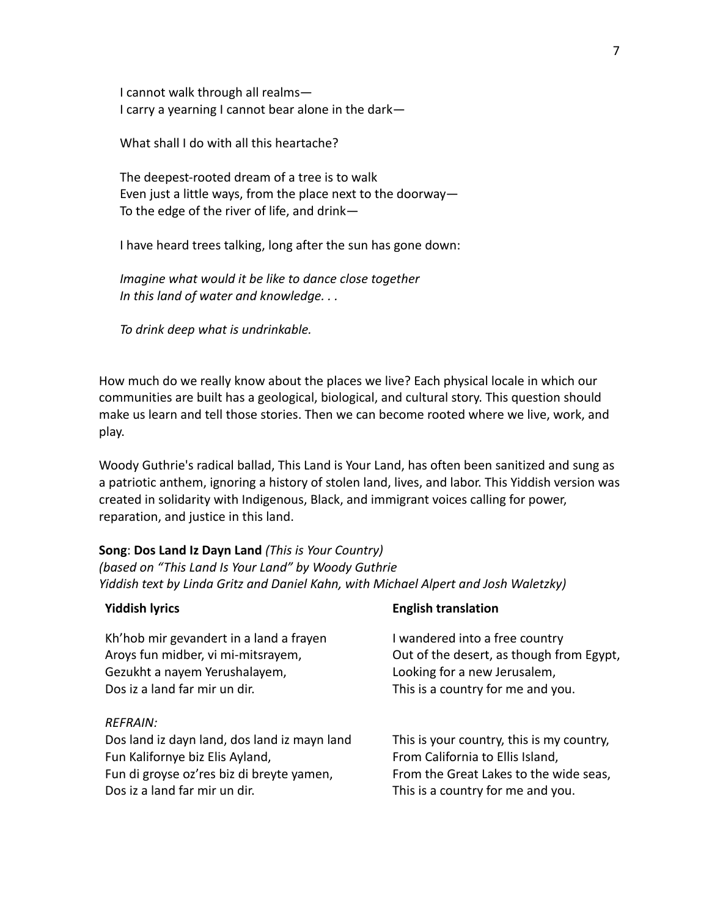I cannot walk through all realms—
I carry a yearning I cannot bear alone in the dark—

What shall I do with all this heartache?

The deepest-rooted dream of a tree is to walk
Even just a little ways, from the place next to the doorway—
To the edge of the river of life, and drink—

I have heard trees talking, long after the sun has gone down:

*Imagine what would it be like to dance close together*
*In this land of water and knowledge. . .*

*To drink deep what is undrinkable.*

How much do we really know about the places we live? Each physical locale in which our communities are built has a geological, biological, and cultural story. This question should make us learn and tell those stories. Then we can become rooted where we live, work, and play.

Woody Guthrie's radical ballad, This Land is Your Land, has often been sanitized and sung as a patriotic anthem, ignoring a history of stolen land, lives, and labor. This Yiddish version was created in solidarity with Indigenous, Black, and immigrant voices calling for power, reparation, and justice in this land.

**Song**: **Dos Land Iz Dayn Land** *(This is Your Country)*
*(based on "This Land Is Your Land" by Woody Guthrie*
*Yiddish text by Linda Gritz and Daniel Kahn, with Michael Alpert and Josh Waletzky)*

| **Yiddish lyrics** | **English translation** |
|---|---|
| Kh'hob mir gevandert in a land a frayen<br>Aroys fun midber, vi mi-mitsrayem,<br>Gezukht a nayem Yerushalayem,<br>Dos iz a land far mir un dir. | I wandered into a free country<br>Out of the desert, as though from Egypt,<br>Looking for a new Jerusalem,<br>This is a country for me and you. |
| *REFRAIN:*<br>Dos land iz dayn land, dos land iz mayn land<br>Fun Kalifornye biz Elis Ayland,<br>Fun di groyse oz'res biz di breyte yamen,<br>Dos iz a land far mir un dir. | <br>This is your country, this is my country,<br>From California to Ellis Island,<br>From the Great Lakes to the wide seas,<br>This is a country for me and you. |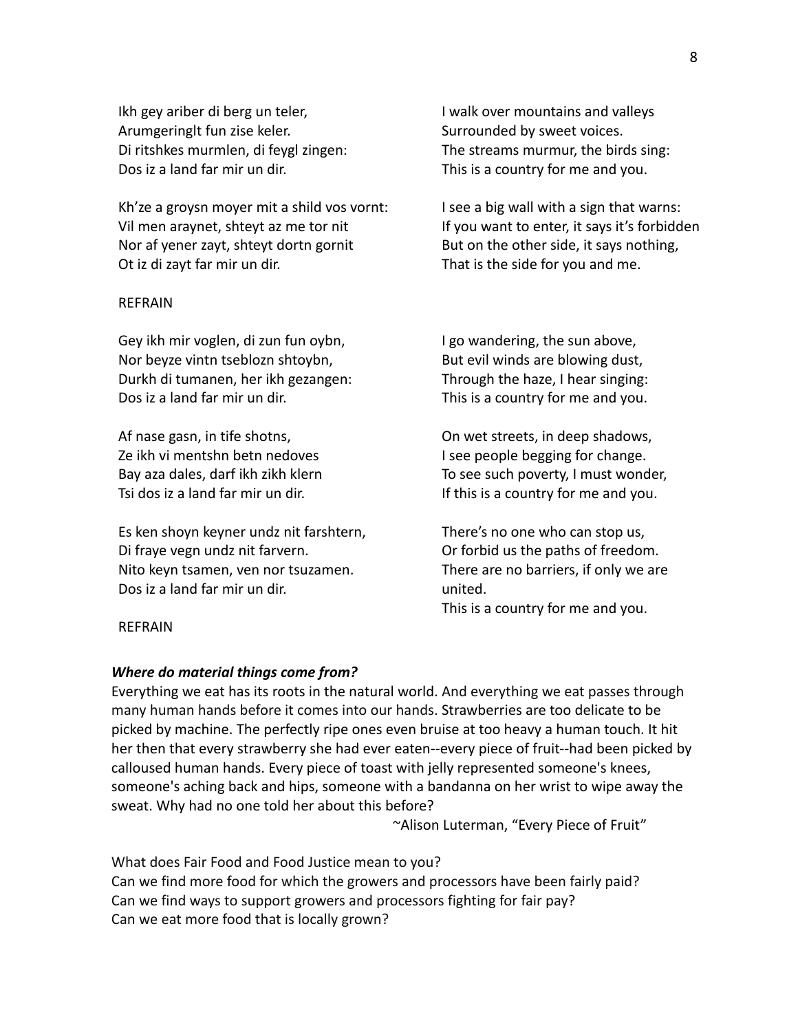| | |
|---|---|
| Ikh gey ariber di berg un teler,<br>Arumgeringlt fun zise keler.<br>Di ritshkes murmlen, di feygl zingen:<br>Dos iz a land far mir un dir. | I walk over mountains and valleys<br>Surrounded by sweet voices.<br>The streams murmur, the birds sing:<br>This is a country for me and you. |
| Kh'ze a groysn moyer mit a shild vos vornt:<br>Vil men araynet, shteyt az me tor nit<br>Nor af yener zayt, shteyt dortn gornit<br>Ot iz di zayt far mir un dir. | I see a big wall with a sign that warns:<br>If you want to enter, it says it's forbidden<br>But on the other side, it says nothing,<br>That is the side for you and me. |
| REFRAIN | |
| Gey ikh mir voglen, di zun fun oybn,<br>Nor beyze vintn tseblozn shtoybn,<br>Durkh di tumanen, her ikh gezangen:<br>Dos iz a land far mir un dir. | I go wandering, the sun above,<br>But evil winds are blowing dust,<br>Through the haze, I hear singing:<br>This is a country for me and you. |
| Af nase gasn, in tife shotns,<br>Ze ikh vi mentshn betn nedoves<br>Bay aza dales, darf ikh zikh klern<br>Tsi dos iz a land far mir un dir. | On wet streets, in deep shadows,<br>I see people begging for change.<br>To see such poverty, I must wonder,<br>If this is a country for me and you. |
| Es ken shoyn keyner undz nit farshtern,<br>Di fraye vegn undz nit farvern.<br>Nito keyn tsamen, ven nor tsuzamen.<br>Dos iz a land far mir un dir. | There's no one who can stop us,<br>Or forbid us the paths of freedom.<br>There are no barriers, if only we are united.<br>This is a country for me and you. |
| REFRAIN | |

***Where do material things come from?***

Everything we eat has its roots in the natural world. And everything we eat passes through many human hands before it comes into our hands. Strawberries are too delicate to be picked by machine. The perfectly ripe ones even bruise at too heavy a human touch. It hit her then that every strawberry she had ever eaten--every piece of fruit--had been picked by calloused human hands. Every piece of toast with jelly represented someone's knees, someone's aching back and hips, someone with a bandanna on her wrist to wipe away the sweat. Why had no one told her about this before?

~Alison Luterman, "Every Piece of Fruit"

What does Fair Food and Food Justice mean to you?
Can we find more food for which the growers and processors have been fairly paid?
Can we find ways to support growers and processors fighting for fair pay?
Can we eat more food that is locally grown?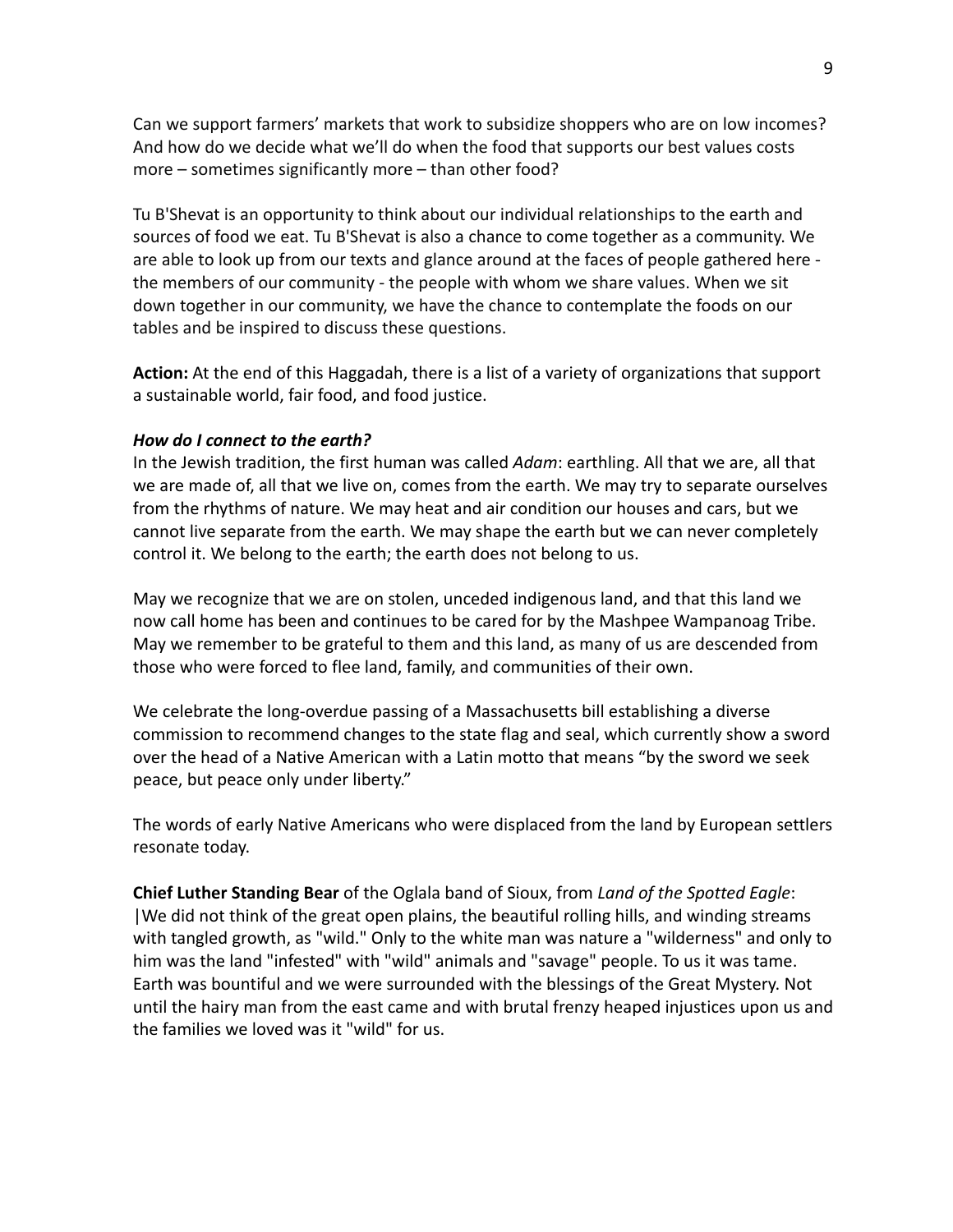Can we support farmers' markets that work to subsidize shoppers who are on low incomes? And how do we decide what we'll do when the food that supports our best values costs more – sometimes significantly more – than other food?

Tu B'Shevat is an opportunity to think about our individual relationships to the earth and sources of food we eat. Tu B'Shevat is also a chance to come together as a community. We are able to look up from our texts and glance around at the faces of people gathered here - the members of our community - the people with whom we share values. When we sit down together in our community, we have the chance to contemplate the foods on our tables and be inspired to discuss these questions.

**Action:** At the end of this Haggadah, there is a list of a variety of organizations that support a sustainable world, fair food, and food justice.

***How do I connect to the earth?***

In the Jewish tradition, the first human was called *Adam*: earthling. All that we are, all that we are made of, all that we live on, comes from the earth. We may try to separate ourselves from the rhythms of nature. We may heat and air condition our houses and cars, but we cannot live separate from the earth. We may shape the earth but we can never completely control it. We belong to the earth; the earth does not belong to us.

May we recognize that we are on stolen, unceded indigenous land, and that this land we now call home has been and continues to be cared for by the Mashpee Wampanoag Tribe. May we remember to be grateful to them and this land, as many of us are descended from those who were forced to flee land, family, and communities of their own.

We celebrate the long-overdue passing of a Massachusetts bill establishing a diverse commission to recommend changes to the state flag and seal, which currently show a sword over the head of a Native American with a Latin motto that means "by the sword we seek peace, but peace only under liberty."

The words of early Native Americans who were displaced from the land by European settlers resonate today.

**Chief Luther Standing Bear** of the Oglala band of Sioux, from *Land of the Spotted Eagle*:
|We did not think of the great open plains, the beautiful rolling hills, and winding streams with tangled growth, as "wild." Only to the white man was nature a "wilderness" and only to him was the land "infested" with "wild" animals and "savage" people. To us it was tame. Earth was bountiful and we were surrounded with the blessings of the Great Mystery. Not until the hairy man from the east came and with brutal frenzy heaped injustices upon us and the families we loved was it "wild" for us.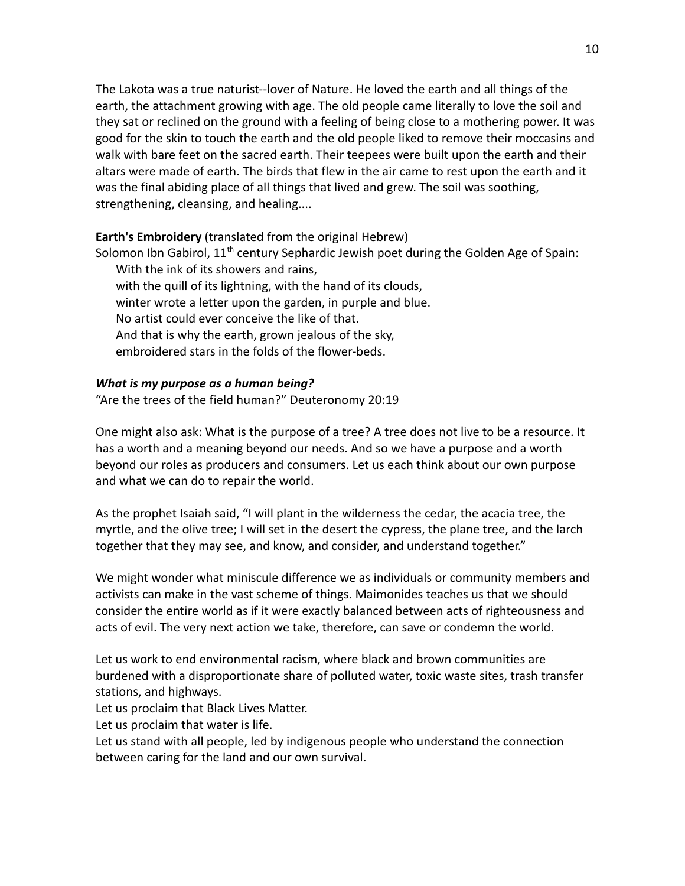The Lakota was a true naturist--lover of Nature. He loved the earth and all things of the earth, the attachment growing with age. The old people came literally to love the soil and they sat or reclined on the ground with a feeling of being close to a mothering power. It was good for the skin to touch the earth and the old people liked to remove their moccasins and walk with bare feet on the sacred earth. Their teepees were built upon the earth and their altars were made of earth. The birds that flew in the air came to rest upon the earth and it was the final abiding place of all things that lived and grew. The soil was soothing, strengthening, cleansing, and healing....

**Earth's Embroidery** (translated from the original Hebrew)

Solomon Ibn Gabirol, 11th century Sephardic Jewish poet during the Golden Age of Spain:

> With the ink of its showers and rains,
> with the quill of its lightning, with the hand of its clouds,
> winter wrote a letter upon the garden, in purple and blue.
> No artist could ever conceive the like of that.
> And that is why the earth, grown jealous of the sky,
> embroidered stars in the folds of the flower-beds.

***What is my purpose as a human being?***

"Are the trees of the field human?" Deuteronomy 20:19

One might also ask: What is the purpose of a tree? A tree does not live to be a resource. It has a worth and a meaning beyond our needs. And so we have a purpose and a worth beyond our roles as producers and consumers. Let us each think about our own purpose and what we can do to repair the world.

As the prophet Isaiah said, "I will plant in the wilderness the cedar, the acacia tree, the myrtle, and the olive tree; I will set in the desert the cypress, the plane tree, and the larch together that they may see, and know, and consider, and understand together."

We might wonder what miniscule difference we as individuals or community members and activists can make in the vast scheme of things. Maimonides teaches us that we should consider the entire world as if it were exactly balanced between acts of righteousness and acts of evil. The very next action we take, therefore, can save or condemn the world.

Let us work to end environmental racism, where black and brown communities are burdened with a disproportionate share of polluted water, toxic waste sites, trash transfer stations, and highways.
Let us proclaim that Black Lives Matter.
Let us proclaim that water is life.
Let us stand with all people, led by indigenous people who understand the connection between caring for the land and our own survival.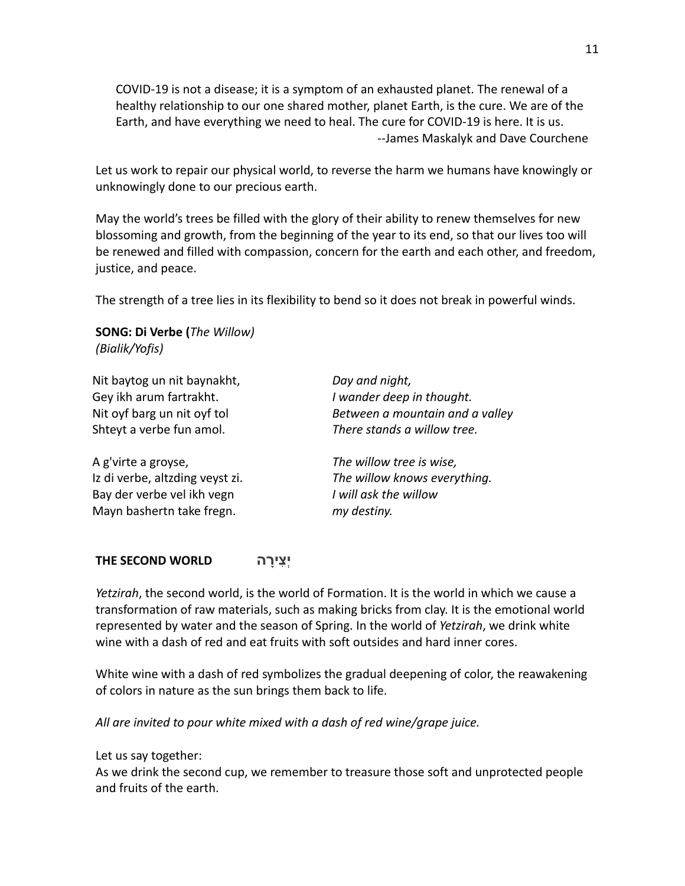> COVID-19 is not a disease; it is a symptom of an exhausted planet. The renewal of a healthy relationship to our one shared mother, planet Earth, is the cure. We are of the Earth, and have everything we need to heal. The cure for COVID-19 is here. It is us.
> --James Maskalyk and Dave Courchene

Let us work to repair our physical world, to reverse the harm we humans have knowingly or unknowingly done to our precious earth.

May the world's trees be filled with the glory of their ability to renew themselves for new blossoming and growth, from the beginning of the year to its end, so that our lives too will be renewed and filled with compassion, concern for the earth and each other, and freedom, justice, and peace.

The strength of a tree lies in its flexibility to bend so it does not break in powerful winds.

**SONG: Di Verbe (***The Willow***)**
*(Bialik/Yofis)*

| | |
|---|---|
| Nit baytog un nit baynakht, | *Day and night,* |
| Gey ikh arum fartrakht. | *I wander deep in thought.* |
| Nit oyf barg un nit oyf tol | *Between a mountain and a valley* |
| Shteyt a verbe fun amol. | *There stands a willow tree.* |
| | |
| A g'virte a groyse, | *The willow tree is wise,* |
| Iz di verbe, altzding veyst zi. | *The willow knows everything.* |
| Bay der verbe vel ikh vegn | *I will ask the willow* |
| Mayn bashertn take fregn. | *my destiny.* |

## THE SECOND WORLD יְצִירָה

*Yetzirah*, the second world, is the world of Formation. It is the world in which we cause a transformation of raw materials, such as making bricks from clay. It is the emotional world represented by water and the season of Spring. In the world of *Yetzirah*, we drink white wine with a dash of red and eat fruits with soft outsides and hard inner cores.

White wine with a dash of red symbolizes the gradual deepening of color, the reawakening of colors in nature as the sun brings them back to life.

*All are invited to pour white mixed with a dash of red wine/grape juice.*

Let us say together:
As we drink the second cup, we remember to treasure those soft and unprotected people and fruits of the earth.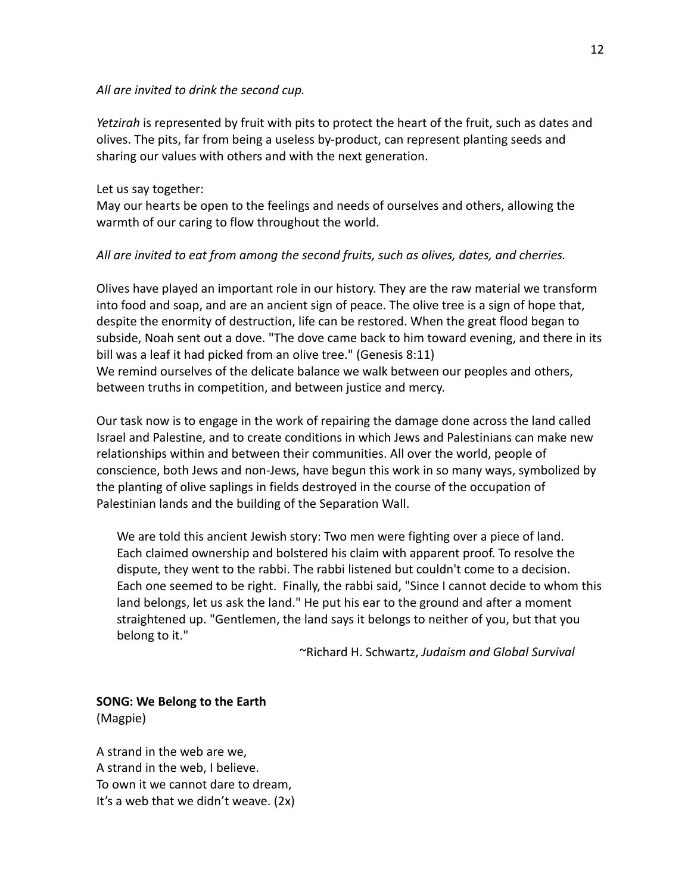*All are invited to drink the second cup.*

*Yetzirah* is represented by fruit with pits to protect the heart of the fruit, such as dates and olives. The pits, far from being a useless by-product, can represent planting seeds and sharing our values with others and with the next generation.

Let us say together:
May our hearts be open to the feelings and needs of ourselves and others, allowing the warmth of our caring to flow throughout the world.

*All are invited to eat from among the second fruits, such as olives, dates, and cherries.*

Olives have played an important role in our history. They are the raw material we transform into food and soap, and are an ancient sign of peace. The olive tree is a sign of hope that, despite the enormity of destruction, life can be restored. When the great flood began to subside, Noah sent out a dove. "The dove came back to him toward evening, and there in its bill was a leaf it had picked from an olive tree." (Genesis 8:11)
We remind ourselves of the delicate balance we walk between our peoples and others, between truths in competition, and between justice and mercy.

Our task now is to engage in the work of repairing the damage done across the land called Israel and Palestine, and to create conditions in which Jews and Palestinians can make new relationships within and between their communities. All over the world, people of conscience, both Jews and non-Jews, have begun this work in so many ways, symbolized by the planting of olive saplings in fields destroyed in the course of the occupation of Palestinian lands and the building of the Separation Wall.

> We are told this ancient Jewish story: Two men were fighting over a piece of land. Each claimed ownership and bolstered his claim with apparent proof. To resolve the dispute, they went to the rabbi. The rabbi listened but couldn't come to a decision. Each one seemed to be right. Finally, the rabbi said, "Since I cannot decide to whom this land belongs, let us ask the land." He put his ear to the ground and after a moment straightened up. "Gentlemen, the land says it belongs to neither of you, but that you belong to it."
>
> ~Richard H. Schwartz, *Judaism and Global Survival*

**SONG: We Belong to the Earth**
(Magpie)

A strand in the web are we,
A strand in the web, I believe.
To own it we cannot dare to dream,
It's a web that we didn't weave. (2x)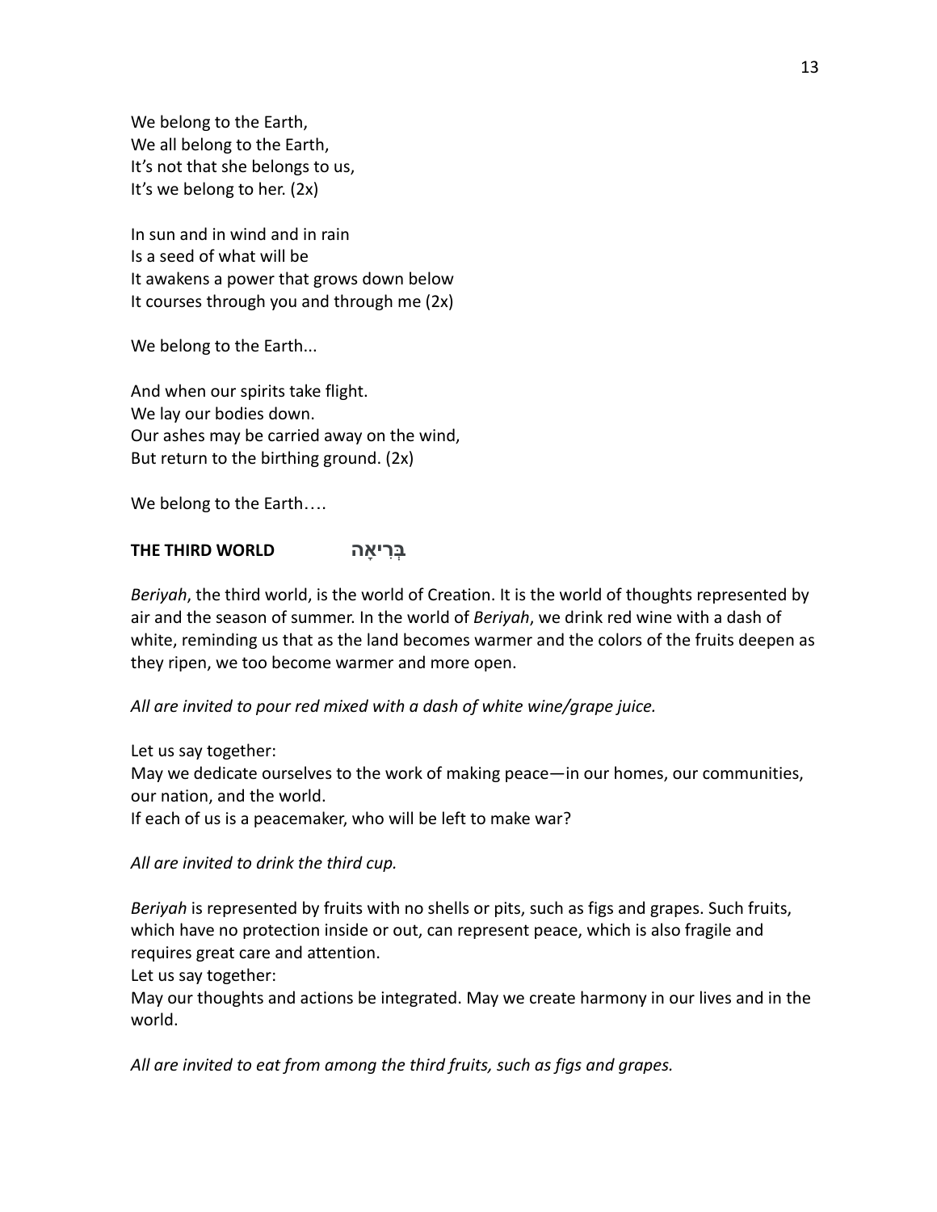We belong to the Earth,
We all belong to the Earth,
It's not that she belongs to us,
It's we belong to her. (2x)

In sun and in wind and in rain
Is a seed of what will be
It awakens a power that grows down below
It courses through you and through me (2x)

We belong to the Earth...

And when our spirits take flight.
We lay our bodies down.
Our ashes may be carried away on the wind,
But return to the birthing ground. (2x)

We belong to the Earth….

## THE THIRD WORLD בְּרִיאָה

*Beriyah*, the third world, is the world of Creation. It is the world of thoughts represented by air and the season of summer. In the world of *Beriyah*, we drink red wine with a dash of white, reminding us that as the land becomes warmer and the colors of the fruits deepen as they ripen, we too become warmer and more open.

*All are invited to pour red mixed with a dash of white wine/grape juice.*

Let us say together:
May we dedicate ourselves to the work of making peace—in our homes, our communities, our nation, and the world.
If each of us is a peacemaker, who will be left to make war?

*All are invited to drink the third cup.*

*Beriyah* is represented by fruits with no shells or pits, such as figs and grapes. Such fruits, which have no protection inside or out, can represent peace, which is also fragile and requires great care and attention.
Let us say together:
May our thoughts and actions be integrated. May we create harmony in our lives and in the world.

*All are invited to eat from among the third fruits, such as figs and grapes.*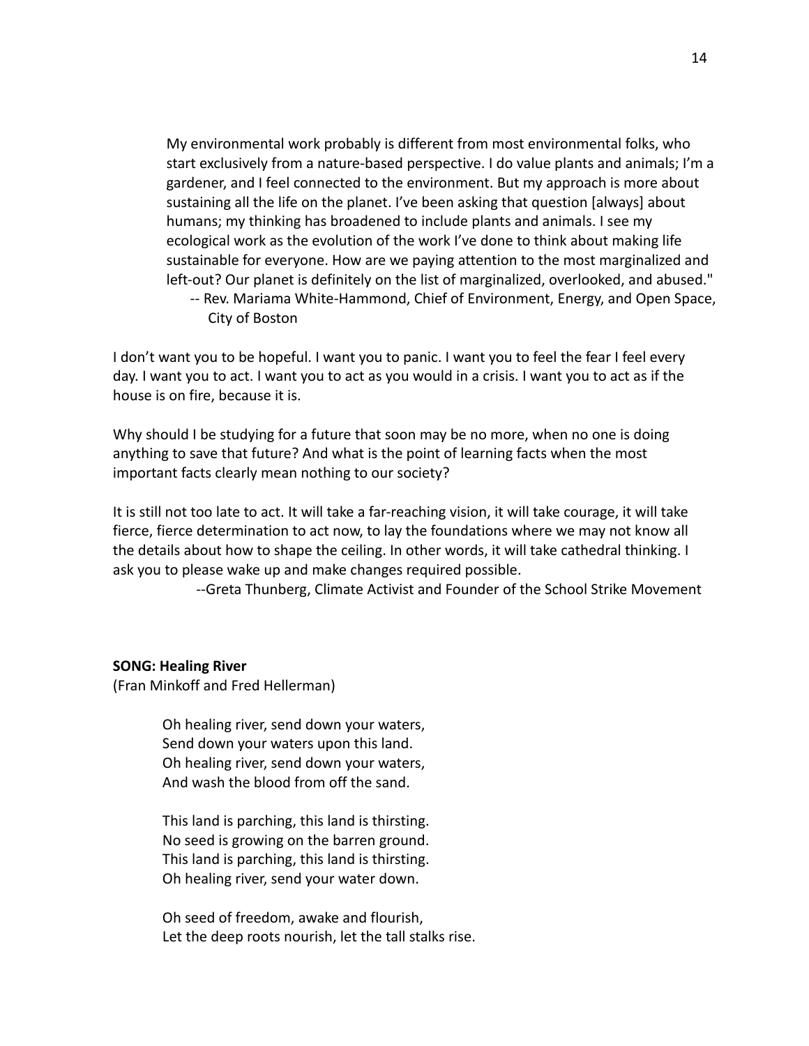> My environmental work probably is different from most environmental folks, who start exclusively from a nature-based perspective. I do value plants and animals; I'm a gardener, and I feel connected to the environment. But my approach is more about sustaining all the life on the planet. I've been asking that question [always] about humans; my thinking has broadened to include plants and animals. I see my ecological work as the evolution of the work I've done to think about making life sustainable for everyone. How are we paying attention to the most marginalized and left-out? Our planet is definitely on the list of marginalized, overlooked, and abused."
>
> -- Rev. Mariama White-Hammond, Chief of Environment, Energy, and Open Space, City of Boston

I don't want you to be hopeful. I want you to panic. I want you to feel the fear I feel every day. I want you to act. I want you to act as you would in a crisis. I want you to act as if the house is on fire, because it is.

Why should I be studying for a future that soon may be no more, when no one is doing anything to save that future? And what is the point of learning facts when the most important facts clearly mean nothing to our society?

It is still not too late to act. It will take a far-reaching vision, it will take courage, it will take fierce, fierce determination to act now, to lay the foundations where we may not know all the details about how to shape the ceiling. In other words, it will take cathedral thinking. I ask you to please wake up and make changes required possible.

--Greta Thunberg, Climate Activist and Founder of the School Strike Movement

**SONG: Healing River**
(Fran Minkoff and Fred Hellerman)

Oh healing river, send down your waters,
Send down your waters upon this land.
Oh healing river, send down your waters,
And wash the blood from off the sand.

This land is parching, this land is thirsting.
No seed is growing on the barren ground.
This land is parching, this land is thirsting.
Oh healing river, send your water down.

Oh seed of freedom, awake and flourish,
Let the deep roots nourish, let the tall stalks rise.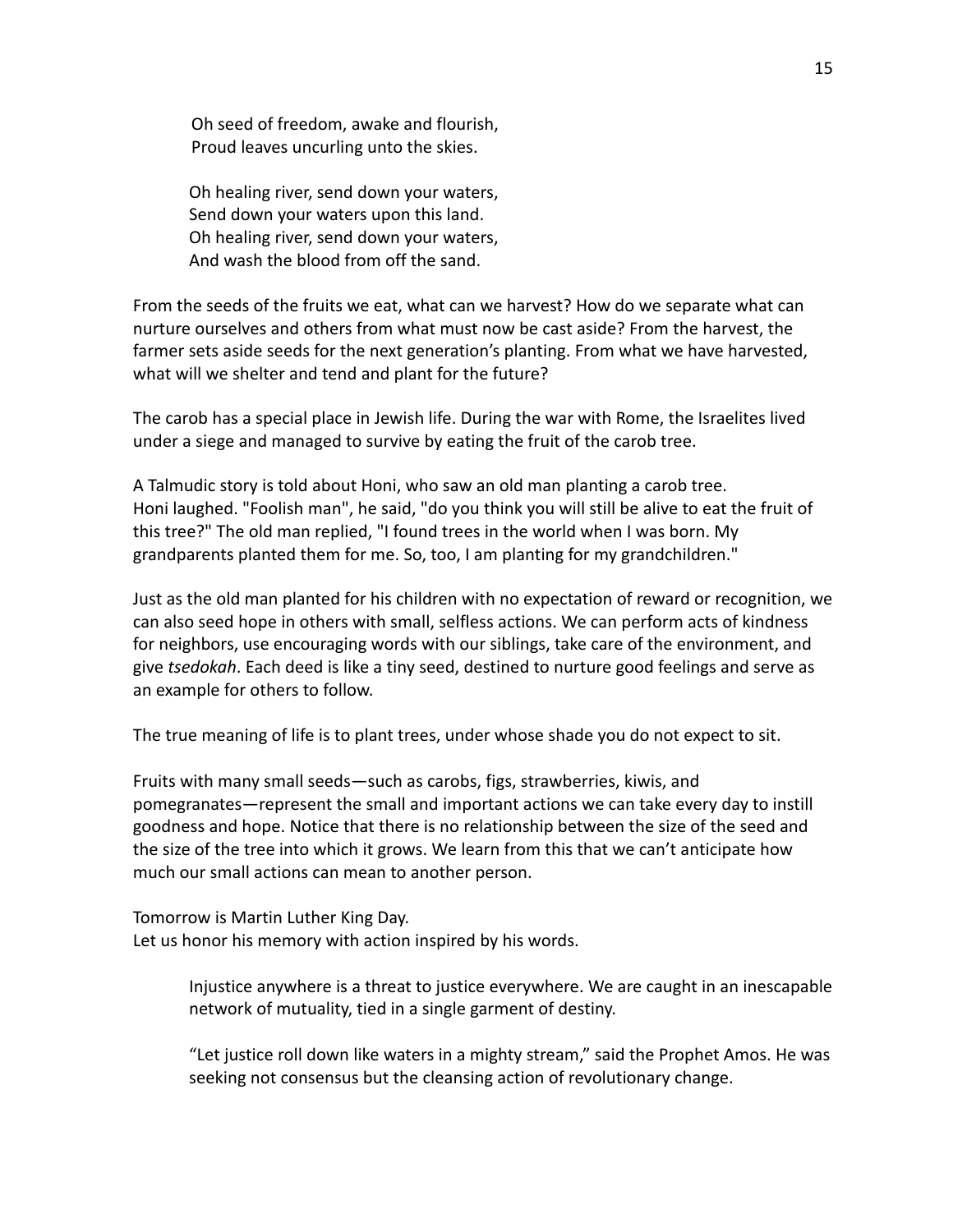Oh seed of freedom, awake and flourish,  
Proud leaves uncurling unto the skies.

Oh healing river, send down your waters,  
Send down your waters upon this land.  
Oh healing river, send down your waters,  
And wash the blood from off the sand.

From the seeds of the fruits we eat, what can we harvest? How do we separate what can nurture ourselves and others from what must now be cast aside? From the harvest, the farmer sets aside seeds for the next generation's planting. From what we have harvested, what will we shelter and tend and plant for the future?

The carob has a special place in Jewish life. During the war with Rome, the Israelites lived under a siege and managed to survive by eating the fruit of the carob tree.

A Talmudic story is told about Honi, who saw an old man planting a carob tree. Honi laughed. "Foolish man", he said, "do you think you will still be alive to eat the fruit of this tree?" The old man replied, "I found trees in the world when I was born. My grandparents planted them for me. So, too, I am planting for my grandchildren."

Just as the old man planted for his children with no expectation of reward or recognition, we can also seed hope in others with small, selfless actions. We can perform acts of kindness for neighbors, use encouraging words with our siblings, take care of the environment, and give *tsedokah*. Each deed is like a tiny seed, destined to nurture good feelings and serve as an example for others to follow.

The true meaning of life is to plant trees, under whose shade you do not expect to sit.

Fruits with many small seeds—such as carobs, figs, strawberries, kiwis, and pomegranates—represent the small and important actions we can take every day to instill goodness and hope. Notice that there is no relationship between the size of the seed and the size of the tree into which it grows. We learn from this that we can't anticipate how much our small actions can mean to another person.

Tomorrow is Martin Luther King Day.  
Let us honor his memory with action inspired by his words.

> Injustice anywhere is a threat to justice everywhere. We are caught in an inescapable network of mutuality, tied in a single garment of destiny.
>
> "Let justice roll down like waters in a mighty stream," said the Prophet Amos. He was seeking not consensus but the cleansing action of revolutionary change.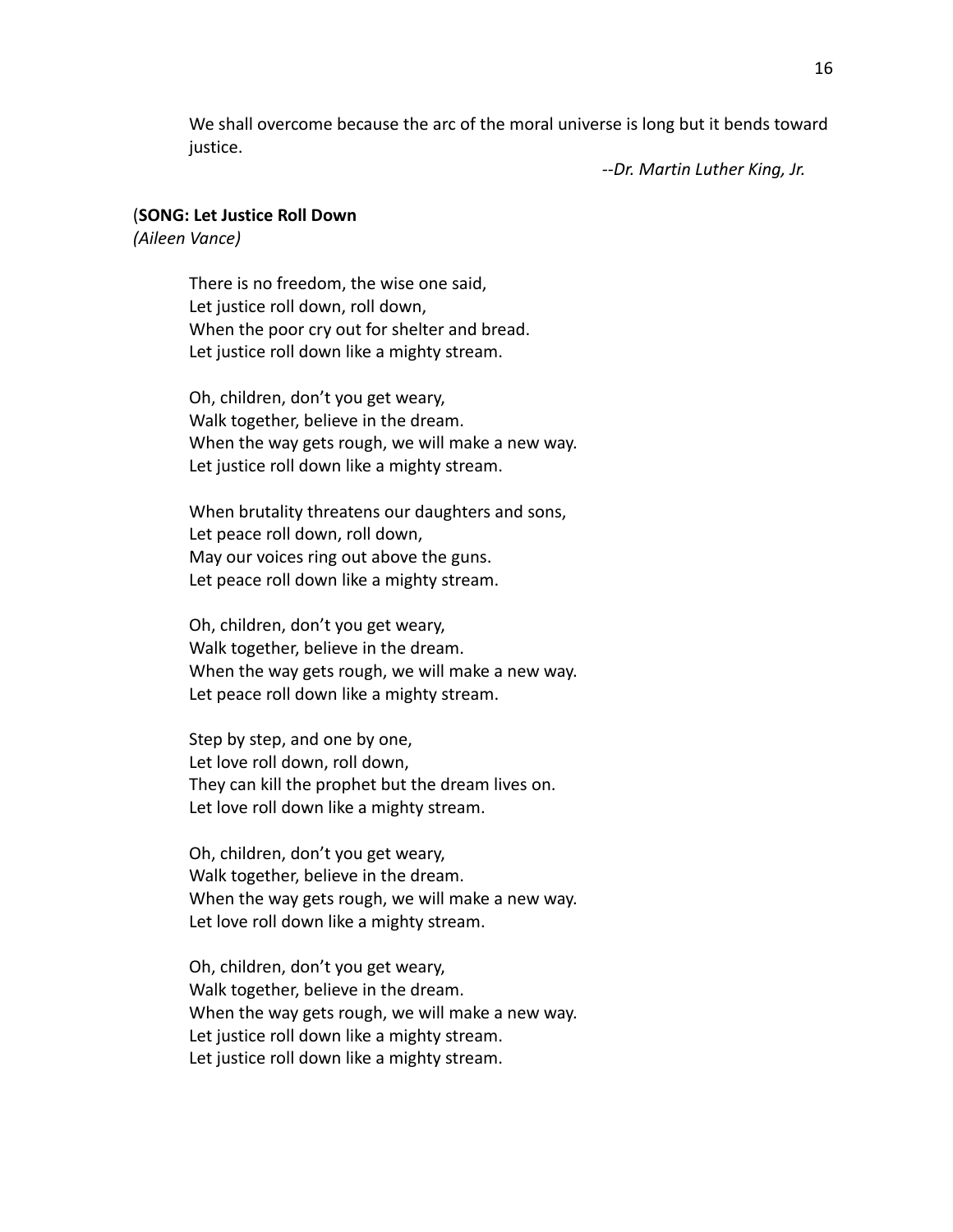We shall overcome because the arc of the moral universe is long but it bends toward justice.

*--Dr. Martin Luther King, Jr.*

(**SONG: Let Justice Roll Down**
*(Aileen Vance)*

There is no freedom, the wise one said,
Let justice roll down, roll down,
When the poor cry out for shelter and bread.
Let justice roll down like a mighty stream.

Oh, children, don't you get weary,
Walk together, believe in the dream.
When the way gets rough, we will make a new way.
Let justice roll down like a mighty stream.

When brutality threatens our daughters and sons,
Let peace roll down, roll down,
May our voices ring out above the guns.
Let peace roll down like a mighty stream.

Oh, children, don't you get weary,
Walk together, believe in the dream.
When the way gets rough, we will make a new way.
Let peace roll down like a mighty stream.

Step by step, and one by one,
Let love roll down, roll down,
They can kill the prophet but the dream lives on.
Let love roll down like a mighty stream.

Oh, children, don't you get weary,
Walk together, believe in the dream.
When the way gets rough, we will make a new way.
Let love roll down like a mighty stream.

Oh, children, don't you get weary,
Walk together, believe in the dream.
When the way gets rough, we will make a new way.
Let justice roll down like a mighty stream.
Let justice roll down like a mighty stream.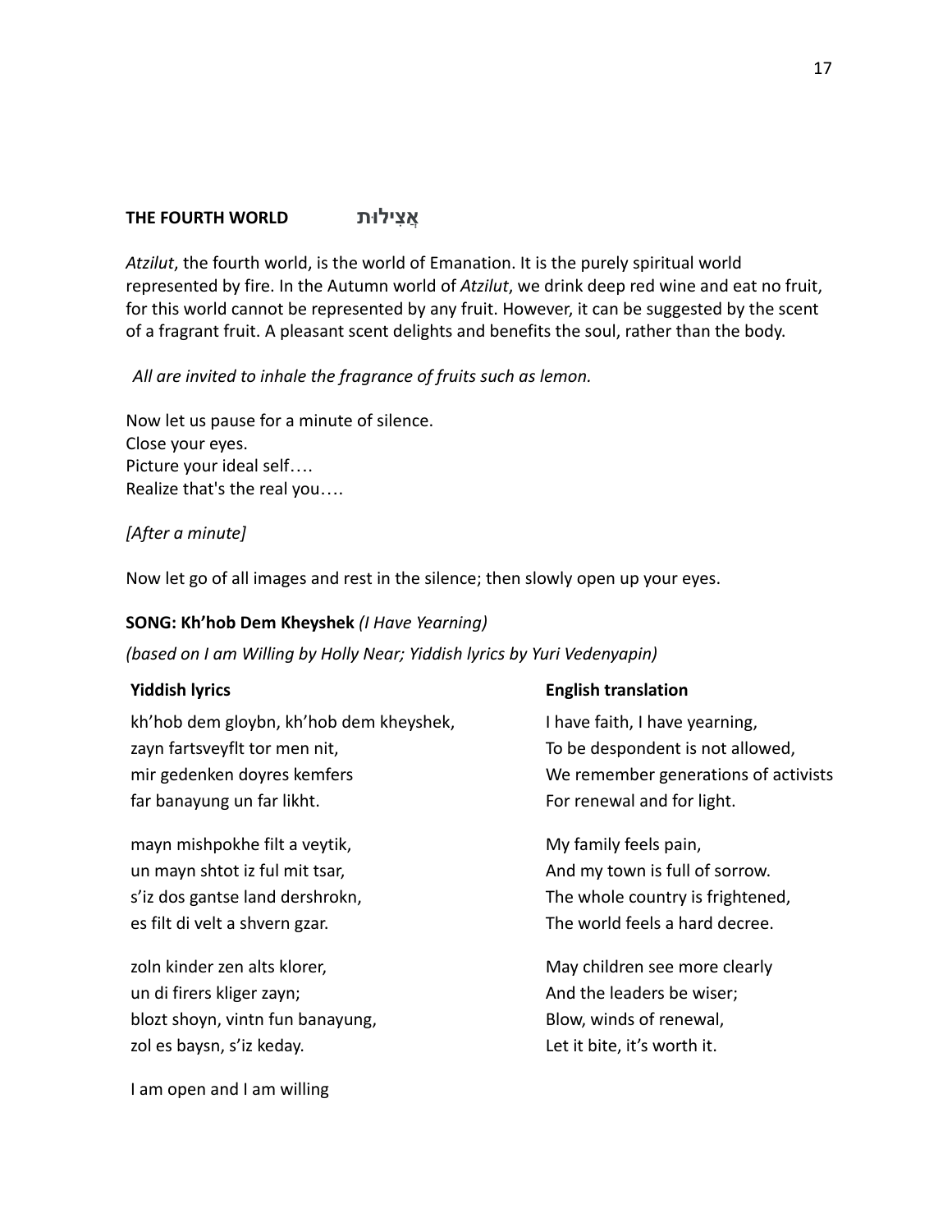## THE FOURTH WORLD אֲצִילוּת

*Atzilut*, the fourth world, is the world of Emanation. It is the purely spiritual world represented by fire. In the Autumn world of *Atzilut*, we drink deep red wine and eat no fruit, for this world cannot be represented by any fruit. However, it can be suggested by the scent of a fragrant fruit. A pleasant scent delights and benefits the soul, rather than the body.

*All are invited to inhale the fragrance of fruits such as lemon.*

Now let us pause for a minute of silence.
Close your eyes.
Picture your ideal self….
Realize that's the real you….

*[After a minute]*

Now let go of all images and rest in the silence; then slowly open up your eyes.

**SONG: Kh'hob Dem Kheyshek** *(I Have Yearning)*

*(based on I am Willing by Holly Near; Yiddish lyrics by Yuri Vedenyapin)*

| Yiddish lyrics | English translation |
|---|---|
| kh'hob dem gloybn, kh'hob dem kheyshek,<br>zayn fartsveyflt tor men nit,<br>mir gedenken doyres kemfers<br>far banayung un far likht. | I have faith, I have yearning,<br>To be despondent is not allowed,<br>We remember generations of activists<br>For renewal and for light. |
| mayn mishpokhe filt a veytik,<br>un mayn shtot iz ful mit tsar,<br>s'iz dos gantse land dershrokn,<br>es filt di velt a shvern gzar. | My family feels pain,<br>And my town is full of sorrow.<br>The whole country is frightened,<br>The world feels a hard decree. |
| zoln kinder zen alts klorer,<br>un di firers kliger zayn;<br>blozt shoyn, vintn fun banayung,<br>zol es baysn, s'iz keday. | May children see more clearly<br>And the leaders be wiser;<br>Blow, winds of renewal,<br>Let it bite, it's worth it. |

I am open and I am willling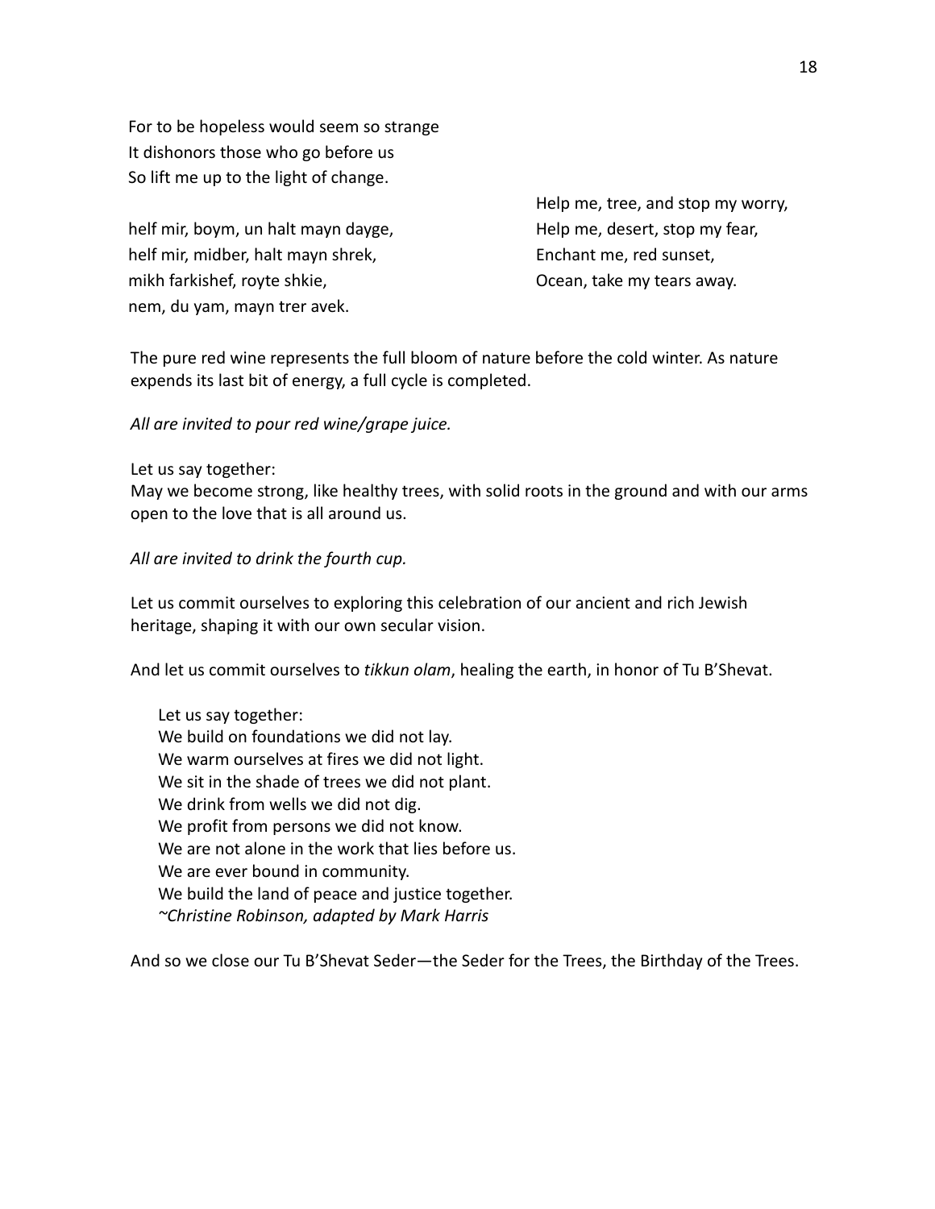For to be hopeless would seem so strange
It dishonors those who go before us
So lift me up to the light of change.

helf mir, boym, un halt mayn dayge,
helf mir, midber, halt mayn shrek,
mikh farkishef, royte shkie,
nem, du yam, mayn trer avek.

Help me, tree, and stop my worry,
Help me, desert, stop my fear,
Enchant me, red sunset,
Ocean, take my tears away.

The pure red wine represents the full bloom of nature before the cold winter. As nature expends its last bit of energy, a full cycle is completed.

*All are invited to pour red wine/grape juice.*

Let us say together:
May we become strong, like healthy trees, with solid roots in the ground and with our arms open to the love that is all around us.

*All are invited to drink the fourth cup.*

Let us commit ourselves to exploring this celebration of our ancient and rich Jewish heritage, shaping it with our own secular vision.

And let us commit ourselves to *tikkun olam*, healing the earth, in honor of Tu B'Shevat.

Let us say together:
We build on foundations we did not lay.
We warm ourselves at fires we did not light.
We sit in the shade of trees we did not plant.
We drink from wells we did not dig.
We profit from persons we did not know.
We are not alone in the work that lies before us.
We are ever bound in community.
We build the land of peace and justice together.
*~Christine Robinson, adapted by Mark Harris*

And so we close our Tu B'Shevat Seder—the Seder for the Trees, the Birthday of the Trees.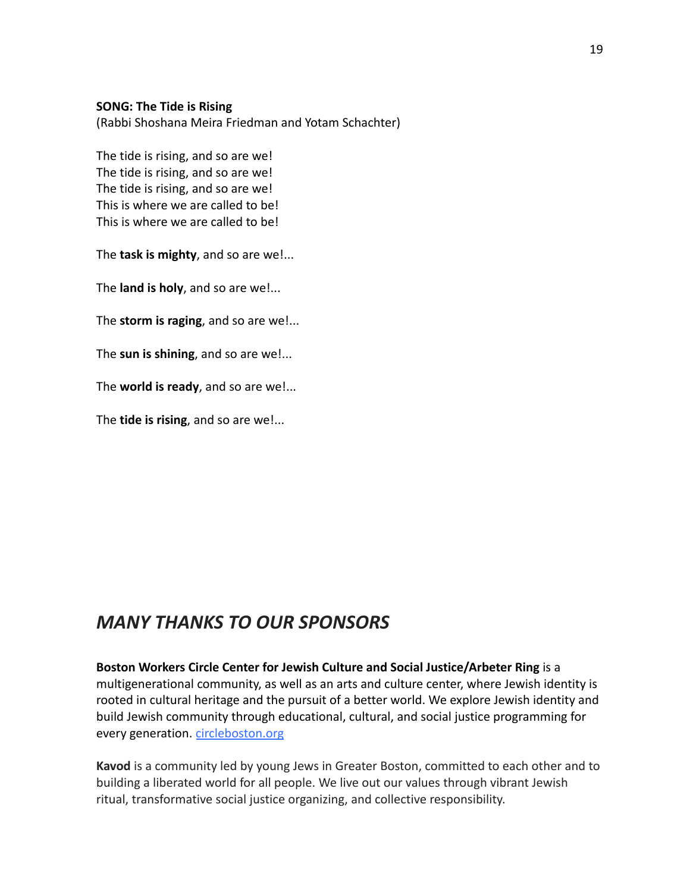**SONG: The Tide is Rising**
(Rabbi Shoshana Meira Friedman and Yotam Schachter)

The tide is rising, and so are we!
The tide is rising, and so are we!
The tide is rising, and so are we!
This is where we are called to be!
This is where we are called to be!

The **task is mighty**, and so are we!...

The **land is holy**, and so are we!...

The **storm is raging**, and so are we!...

The **sun is shining**, and so are we!...

The **world is ready**, and so are we!...

The **tide is rising**, and so are we!...

## *MANY THANKS TO OUR SPONSORS*

**Boston Workers Circle Center for Jewish Culture and Social Justice/Arbeter Ring** is a multigenerational community, as well as an arts and culture center, where Jewish identity is rooted in cultural heritage and the pursuit of a better world. We explore Jewish identity and build Jewish community through educational, cultural, and social justice programming for every generation. circleboston.org

**Kavod** is a community led by young Jews in Greater Boston, committed to each other and to building a liberated world for all people. We live out our values through vibrant Jewish ritual, transformative social justice organizing, and collective responsibility.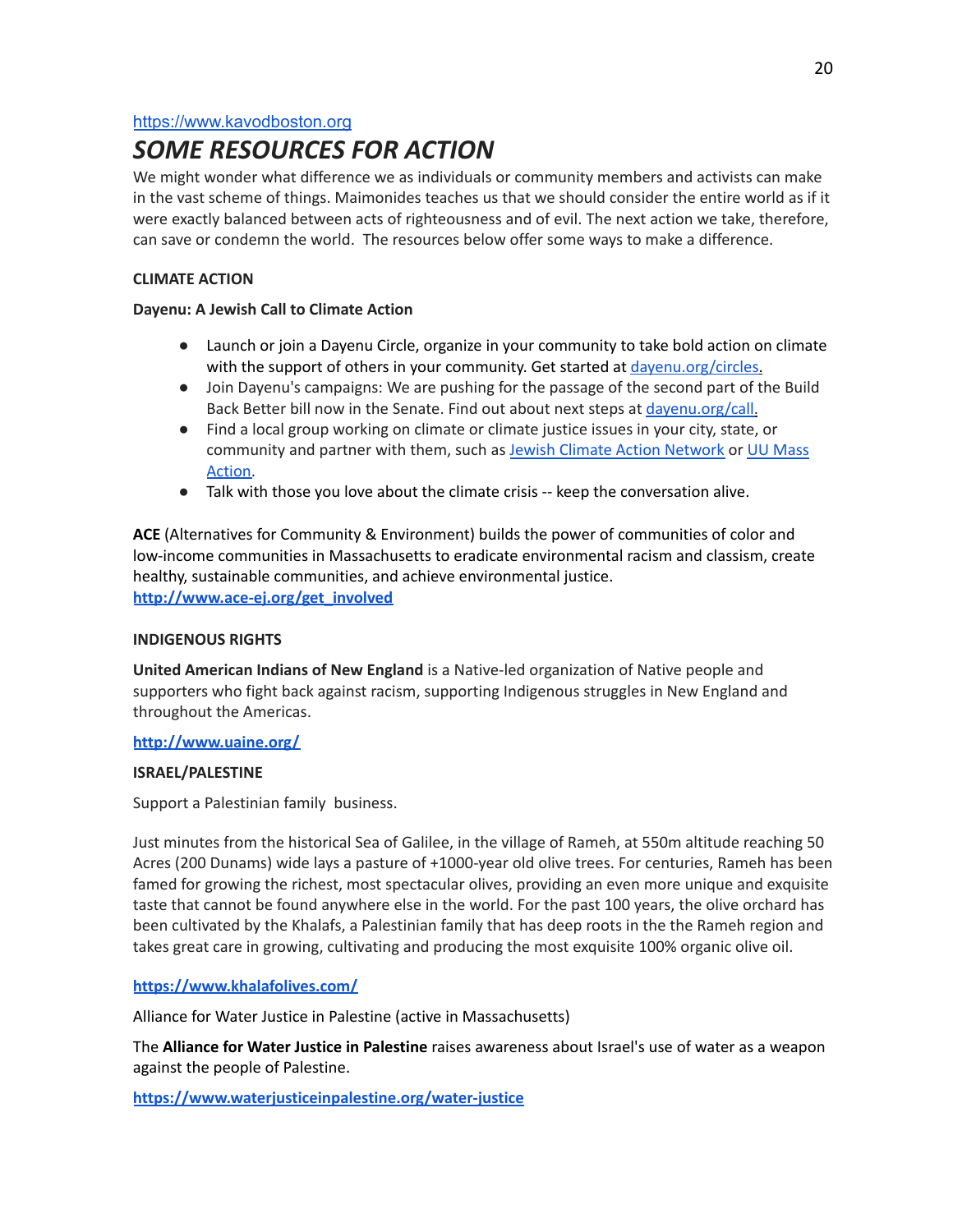https://www.kavodboston.org

# *SOME RESOURCES FOR ACTION*

We might wonder what difference we as individuals or community members and activists can make in the vast scheme of things. Maimonides teaches us that we should consider the entire world as if it were exactly balanced between acts of righteousness and of evil. The next action we take, therefore, can save or condemn the world. The resources below offer some ways to make a difference.

**CLIMATE ACTION**

**Dayenu: A Jewish Call to Climate Action**

- Launch or join a Dayenu Circle, organize in your community to take bold action on climate with the support of others in your community. Get started at dayenu.org/circles.
- Join Dayenu's campaigns: We are pushing for the passage of the second part of the Build Back Better bill now in the Senate. Find out about next steps at dayenu.org/call.
- Find a local group working on climate or climate justice issues in your city, state, or community and partner with them, such as Jewish Climate Action Network or UU Mass Action.
- Talk with those you love about the climate crisis -- keep the conversation alive.

**ACE** (Alternatives for Community & Environment) builds the power of communities of color and low-income communities in Massachusetts to eradicate environmental racism and classism, create healthy, sustainable communities, and achieve environmental justice.
**http://www.ace-ej.org/get_involved**

**INDIGENOUS RIGHTS**

**United American Indians of New England** is a Native-led organization of Native people and supporters who fight back against racism, supporting Indigenous struggles in New England and throughout the Americas.

**http://www.uaine.org/**

**ISRAEL/PALESTINE**

Support a Palestinian family business.

Just minutes from the historical Sea of Galilee, in the village of Rameh, at 550m altitude reaching 50 Acres (200 Dunams) wide lays a pasture of +1000-year old olive trees. For centuries, Rameh has been famed for growing the richest, most spectacular olives, providing an even more unique and exquisite taste that cannot be found anywhere else in the world. For the past 100 years, the olive orchard has been cultivated by the Khalafs, a Palestinian family that has deep roots in the the Rameh region and takes great care in growing, cultivating and producing the most exquisite 100% organic olive oil.

**https://www.khalafolives.com/**

Alliance for Water Justice in Palestine (active in Massachusetts)

The **Alliance for Water Justice in Palestine** raises awareness about Israel's use of water as a weapon against the people of Palestine.

**https://www.waterjusticeinpalestine.org/water-justice**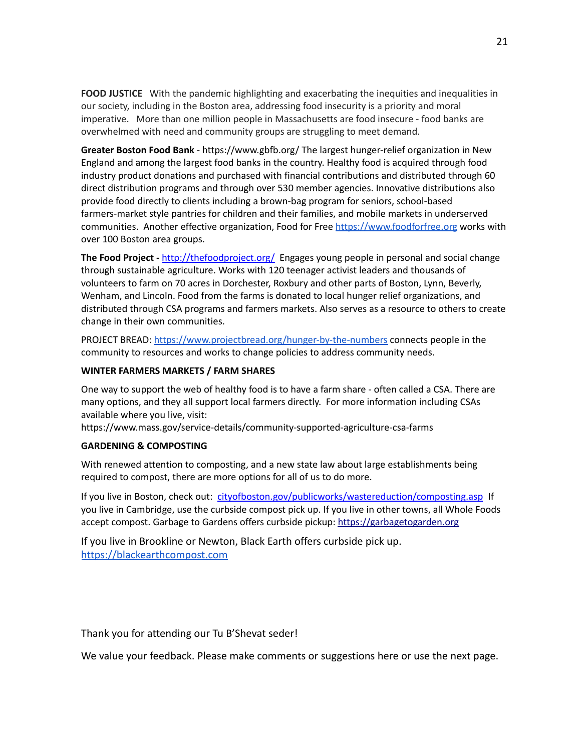**FOOD JUSTICE** With the pandemic highlighting and exacerbating the inequities and inequalities in our society, including in the Boston area, addressing food insecurity is a priority and moral imperative. More than one million people in Massachusetts are food insecure - food banks are overwhelmed with need and community groups are struggling to meet demand.

**Greater Boston Food Bank** - https://www.gbfb.org/ The largest hunger-relief organization in New England and among the largest food banks in the country. Healthy food is acquired through food industry product donations and purchased with financial contributions and distributed through 60 direct distribution programs and through over 530 member agencies. Innovative distributions also provide food directly to clients including a brown-bag program for seniors, school-based farmers-market style pantries for children and their families, and mobile markets in underserved communities. Another effective organization, Food for Free [https://www.foodforfree.org](https://www.foodforfree.org) works with over 100 Boston area groups.

**The Food Project -** [http://thefoodproject.org/](http://thefoodproject.org/) Engages young people in personal and social change through sustainable agriculture. Works with 120 teenager activist leaders and thousands of volunteers to farm on 70 acres in Dorchester, Roxbury and other parts of Boston, Lynn, Beverly, Wenham, and Lincoln. Food from the farms is donated to local hunger relief organizations, and distributed through CSA programs and farmers markets. Also serves as a resource to others to create change in their own communities.

PROJECT BREAD: [https://www.projectbread.org/hunger-by-the-numbers](https://www.projectbread.org/hunger-by-the-numbers) connects people in the community to resources and works to change policies to address community needs.

**WINTER FARMERS MARKETS / FARM SHARES**

One way to support the web of healthy food is to have a farm share - often called a CSA. There are many options, and they all support local farmers directly. For more information including CSAs available where you live, visit:
https://www.mass.gov/service-details/community-supported-agriculture-csa-farms

**GARDENING & COMPOSTING**

With renewed attention to composting, and a new state law about large establishments being required to compost, there are more options for all of us to do more.

If you live in Boston, check out: [cityofboston.gov/publicworks/wastereduction/composting.asp](cityofboston.gov/publicworks/wastereduction/composting.asp) If you live in Cambridge, use the curbside compost pick up. If you live in other towns, all Whole Foods accept compost. Garbage to Gardens offers curbside pickup: [https://garbagetogarden.org](https://garbagetogarden.org)

If you live in Brookline or Newton, Black Earth offers curbside pick up.
[https://blackearthcompost.com](https://blackearthcompost.com)

Thank you for attending our Tu B'Shevat seder!

We value your feedback. Please make comments or suggestions here or use the next page.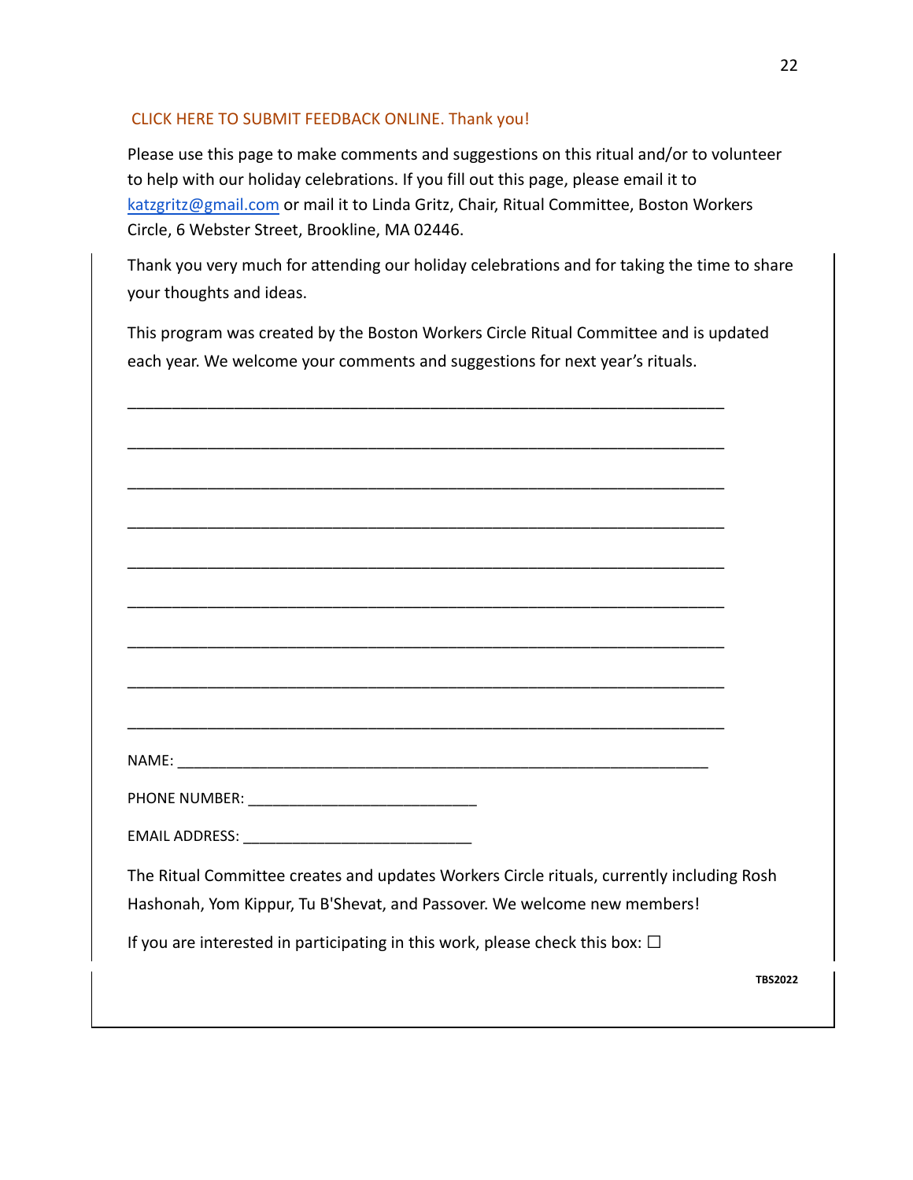CLICK HERE TO SUBMIT FEEDBACK ONLINE. Thank you!

Please use this page to make comments and suggestions on this ritual and/or to volunteer to help with our holiday celebrations. If you fill out this page, please email it to katzgritz@gmail.com or mail it to Linda Gritz, Chair, Ritual Committee, Boston Workers Circle, 6 Webster Street, Brookline, MA 02446.

Thank you very much for attending our holiday celebrations and for taking the time to share your thoughts and ideas.

This program was created by the Boston Workers Circle Ritual Committee and is updated each year. We welcome your comments and suggestions for next year's rituals.

_______________________________________________________________________

_______________________________________________________________________

_______________________________________________________________________

_______________________________________________________________________

_______________________________________________________________________

_______________________________________________________________________

_______________________________________________________________________

_______________________________________________________________________

_______________________________________________________________________

NAME: ______________________________________________________________

PHONE NUMBER: ___________________________

EMAIL ADDRESS: ___________________________

The Ritual Committee creates and updates Workers Circle rituals, currently including Rosh Hashonah, Yom Kippur, Tu B'Shevat, and Passover. We welcome new members!

If you are interested in participating in this work, please check this box: ☐

**TBS2022**